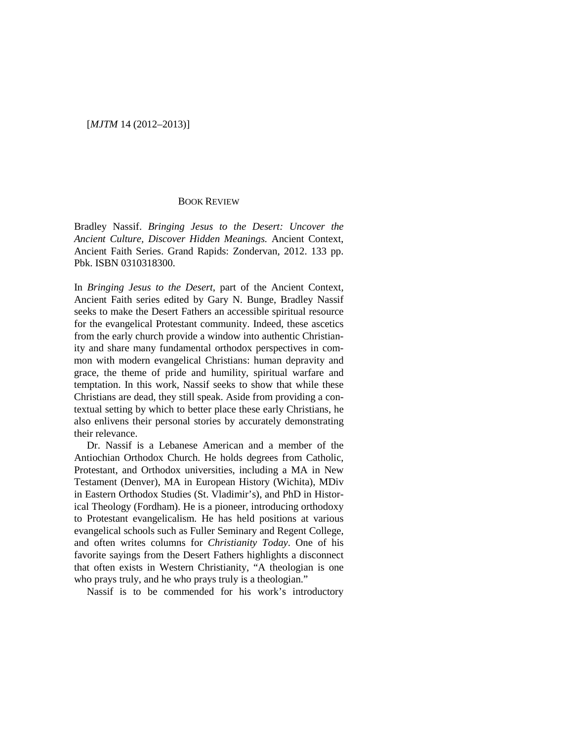[*MJTM* 14 (2012–2013)]

## BOOK REVIEW

Bradley Nassif. *Bringing Jesus to the Desert: Uncover the Ancient Culture, Discover Hidden Meanings.* Ancient Context, Ancient Faith Series. Grand Rapids: Zondervan, 2012. 133 pp. Pbk. ISBN 0310318300.

In *Bringing Jesus to the Desert*, part of the Ancient Context, Ancient Faith series edited by Gary N. Bunge, Bradley Nassif seeks to make the Desert Fathers an accessible spiritual resource for the evangelical Protestant community. Indeed, these ascetics from the early church provide a window into authentic Christianity and share many fundamental orthodox perspectives in common with modern evangelical Christians: human depravity and grace, the theme of pride and humility, spiritual warfare and temptation. In this work, Nassif seeks to show that while these Christians are dead, they still speak. Aside from providing a contextual setting by which to better place these early Christians, he also enlivens their personal stories by accurately demonstrating their relevance.

Dr. Nassif is a Lebanese American and a member of the Antiochian Orthodox Church. He holds degrees from Catholic, Protestant, and Orthodox universities, including a MA in New Testament (Denver), MA in European History (Wichita), MDiv in Eastern Orthodox Studies (St. Vladimir's), and PhD in Historical Theology (Fordham). He is a pioneer, introducing orthodoxy to Protestant evangelicalism. He has held positions at various evangelical schools such as Fuller Seminary and Regent College, and often writes columns for *Christianity Today*. One of his favorite sayings from the Desert Fathers highlights a disconnect that often exists in Western Christianity, "A theologian is one who prays truly, and he who prays truly is a theologian."

Nassif is to be commended for his work's introductory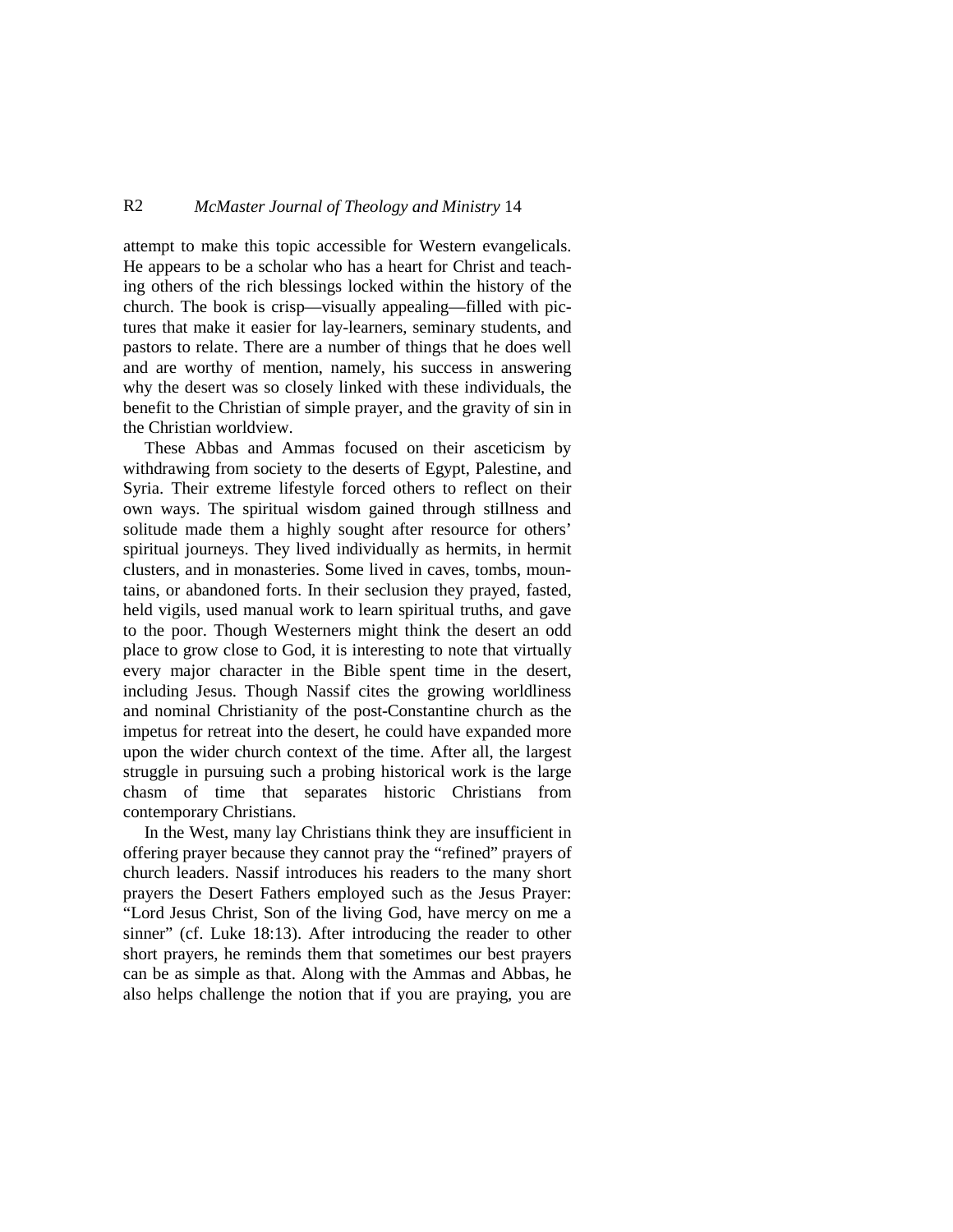attempt to make this topic accessible for Western evangelicals. He appears to be a scholar who has a heart for Christ and teaching others of the rich blessings locked within the history of the church. The book is crisp—visually appealing—filled with pictures that make it easier for lay-learners, seminary students, and pastors to relate. There are a number of things that he does well and are worthy of mention, namely, his success in answering why the desert was so closely linked with these individuals, the benefit to the Christian of simple prayer, and the gravity of sin in the Christian worldview.

These Abbas and Ammas focused on their asceticism by withdrawing from society to the deserts of Egypt, Palestine, and Syria. Their extreme lifestyle forced others to reflect on their own ways. The spiritual wisdom gained through stillness and solitude made them a highly sought after resource for others' spiritual journeys. They lived individually as hermits, in hermit clusters, and in monasteries. Some lived in caves, tombs, mountains, or abandoned forts. In their seclusion they prayed, fasted, held vigils, used manual work to learn spiritual truths, and gave to the poor. Though Westerners might think the desert an odd place to grow close to God, it is interesting to note that virtually every major character in the Bible spent time in the desert, including Jesus. Though Nassif cites the growing worldliness and nominal Christianity of the post-Constantine church as the impetus for retreat into the desert, he could have expanded more upon the wider church context of the time. After all, the largest struggle in pursuing such a probing historical work is the large chasm of time that separates historic Christians from contemporary Christians.

In the West, many lay Christians think they are insufficient in offering prayer because they cannot pray the "refined" prayers of church leaders. Nassif introduces his readers to the many short prayers the Desert Fathers employed such as the Jesus Prayer: "Lord Jesus Christ, Son of the living God, have mercy on me a sinner" (cf. Luke 18:13). After introducing the reader to other short prayers, he reminds them that sometimes our best prayers can be as simple as that. Along with the Ammas and Abbas, he also helps challenge the notion that if you are praying, you are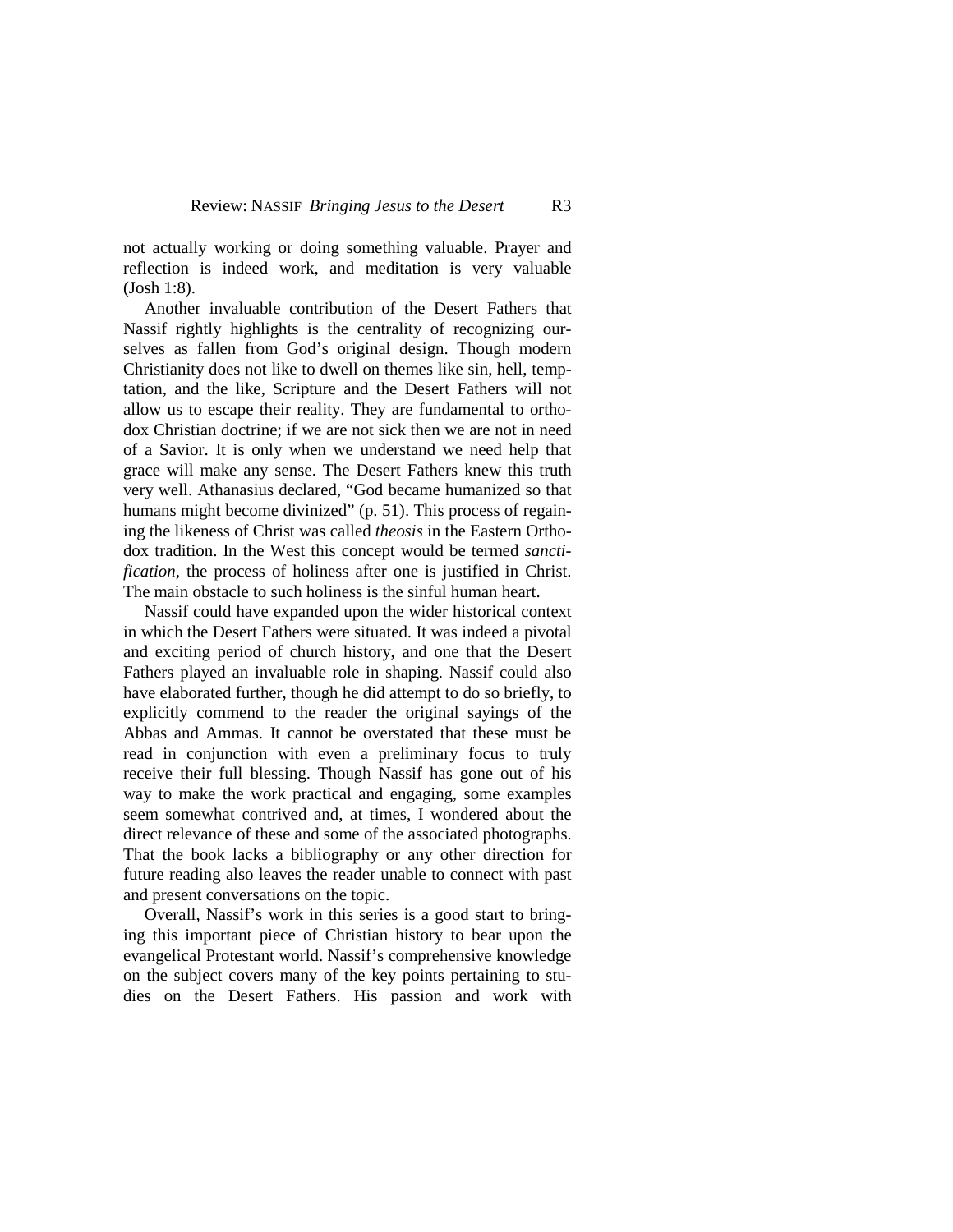not actually working or doing something valuable. Prayer and reflection is indeed work, and meditation is very valuable (Josh 1:8).

Another invaluable contribution of the Desert Fathers that Nassif rightly highlights is the centrality of recognizing ourselves as fallen from God's original design. Though modern Christianity does not like to dwell on themes like sin, hell, temptation, and the like, Scripture and the Desert Fathers will not allow us to escape their reality. They are fundamental to orthodox Christian doctrine; if we are not sick then we are not in need of a Savior. It is only when we understand we need help that grace will make any sense. The Desert Fathers knew this truth very well. Athanasius declared, "God became humanized so that humans might become divinized" (p. 51). This process of regaining the likeness of Christ was called *theosis* in the Eastern Orthodox tradition. In the West this concept would be termed *sanctification*, the process of holiness after one is justified in Christ. The main obstacle to such holiness is the sinful human heart.

Nassif could have expanded upon the wider historical context in which the Desert Fathers were situated. It was indeed a pivotal and exciting period of church history, and one that the Desert Fathers played an invaluable role in shaping. Nassif could also have elaborated further, though he did attempt to do so briefly, to explicitly commend to the reader the original sayings of the Abbas and Ammas. It cannot be overstated that these must be read in conjunction with even a preliminary focus to truly receive their full blessing. Though Nassif has gone out of his way to make the work practical and engaging, some examples seem somewhat contrived and, at times, I wondered about the direct relevance of these and some of the associated photographs. That the book lacks a bibliography or any other direction for future reading also leaves the reader unable to connect with past and present conversations on the topic.

Overall, Nassif's work in this series is a good start to bringing this important piece of Christian history to bear upon the evangelical Protestant world. Nassif's comprehensive knowledge on the subject covers many of the key points pertaining to studies on the Desert Fathers. His passion and work with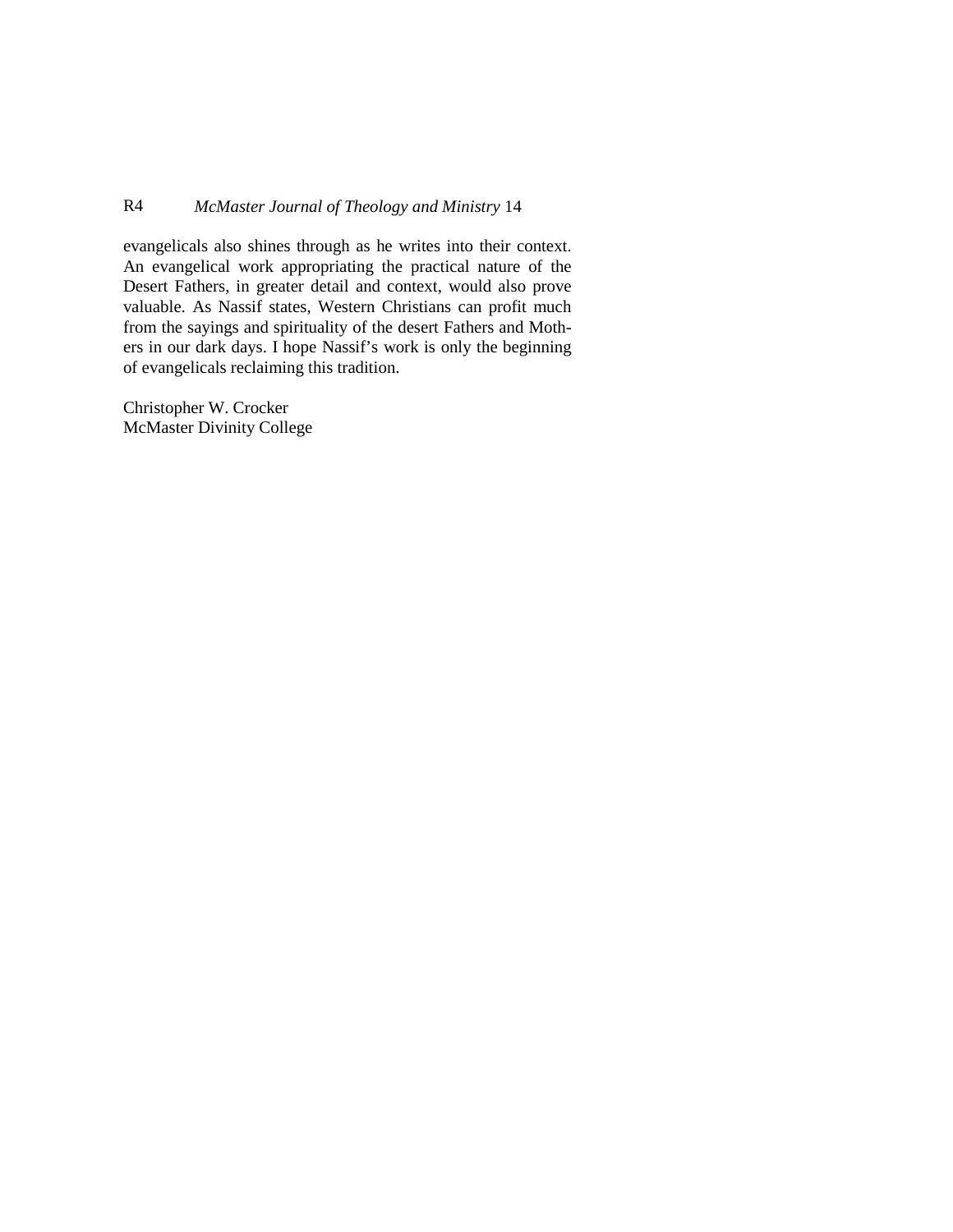evangelicals also shines through as he writes into their context. An evangelical work appropriating the practical nature of the Desert Fathers, in greater detail and context, would also prove valuable. As Nassif states, Western Christians can profit much from the sayings and spirituality of the desert Fathers and Mothers in our dark days. I hope Nassif's work is only the beginning of evangelicals reclaiming this tradition.

Christopher W. Crocker
McMaster Divinity College